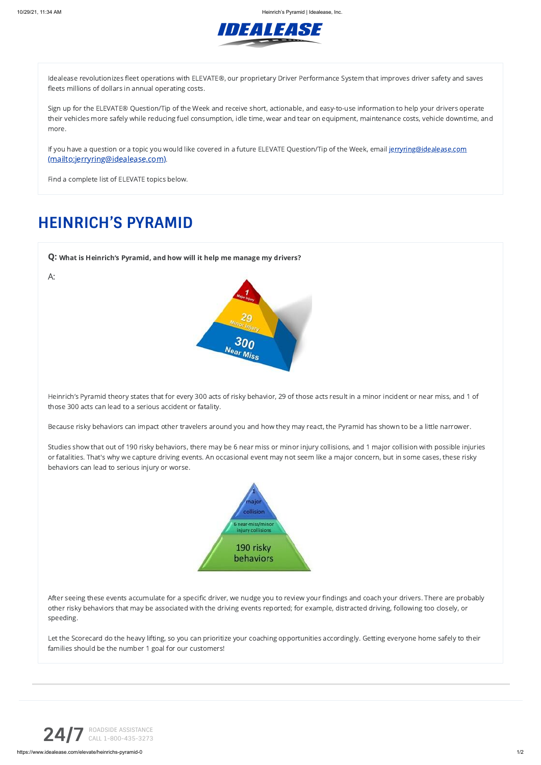# IDEALEASE

Idealease revolutionizes fleet operations with ELEVATE®, our proprietary Driver Performance System that improves driver safety and saves fleets millions of dollars in annual operating costs.

Sign up for the ELEVATE® Question/Tip of the Week and receive short, actionable, and easy-to-use information to help your drivers operate their vehicles more safely while reducing fuel consumption, idle time, wear and tear on equipment, maintenance costs, vehicle downtime, and more.

If you have a question or a topic you would like covered in a future ELEVATE Question/Tip of the Week, email jerryring@idealease.com (mailto:jerryring@idealease.com).

Find a complete list of ELEVATE topics below.

## HEINRICH'S PYRAMID

**Q: What is Heinrich's Pyramid, and how will it help me manage my drivers?**

A:

Heinrich's Pyramid theory states that for every 300 acts of risky behavior, 29 of those acts result in a minor incident or near miss, and 1 of those 300 acts can lead to a serious accident or fatality.

Because risky behaviors can impact other travelers around you and how they may react, the Pyramid has shown to be a little narrower.

Studies show that out of 190 risky behaviors, there may be 6 near miss or minor injury collisions, and 1 major collision with possible injuries or fatalities. That's why we capture driving events. An occasional event may not seem like a major concern, but in some cases, these risky behaviors can lead to serious injury or worse.

After seeing these events accumulate for a specific driver, we nudge you to review your findings and coach your drivers. There are probably other risky behaviors that may be associated with the driving events reported; for example, distracted driving, following too closely, or speeding.

Let the Scorecard do the heavy lifting, so you can prioritize your coaching opportunities accordingly. Getting everyone home safely to their families should be the number 1 goal for our customers!

**24/7** ROADSIDE ASSISTANCE CALL 1-800-435-3273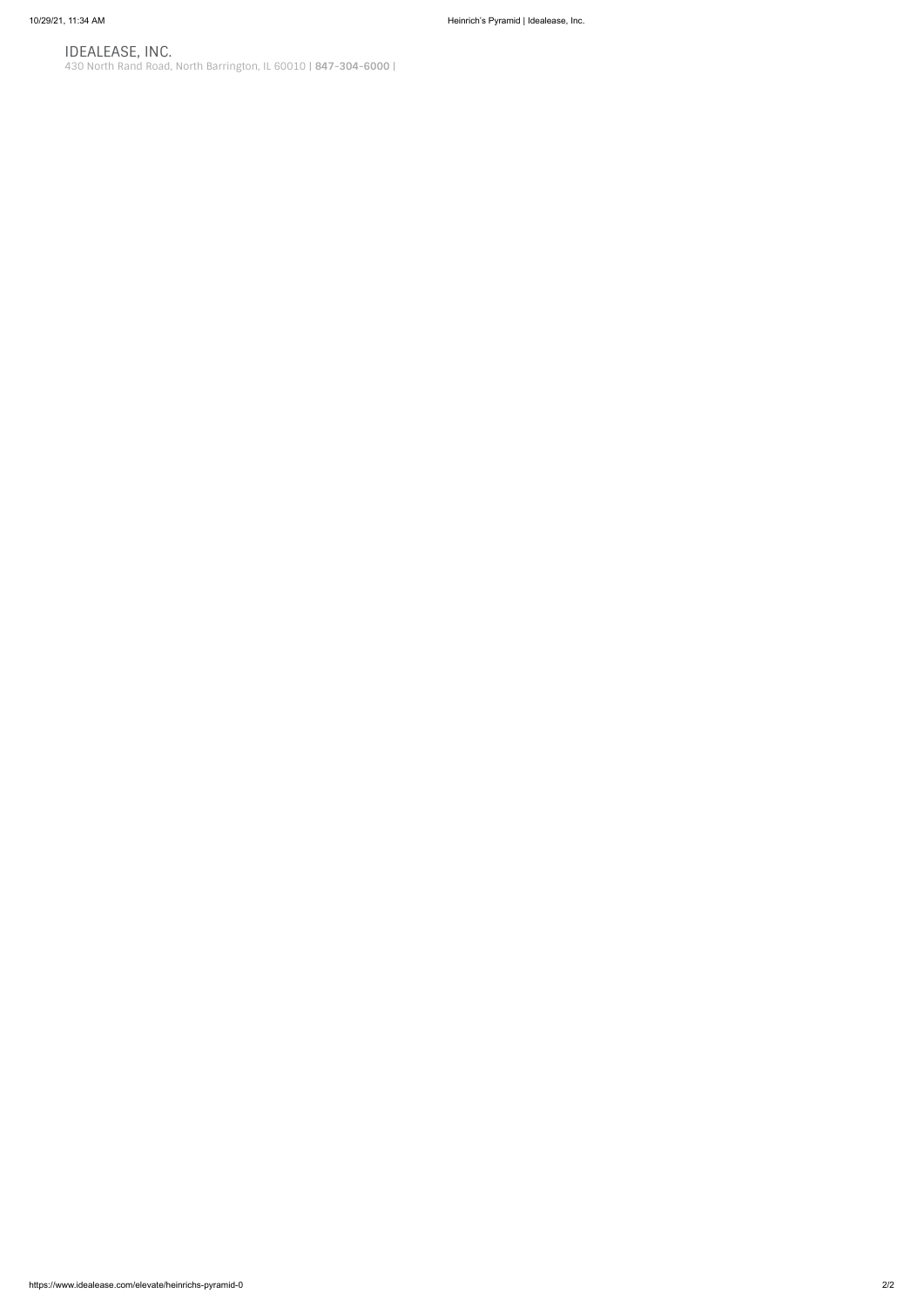IDEALEASE, INC.

430 North Rand Road, North Barrington, IL 60010 | **847-304-6000** |